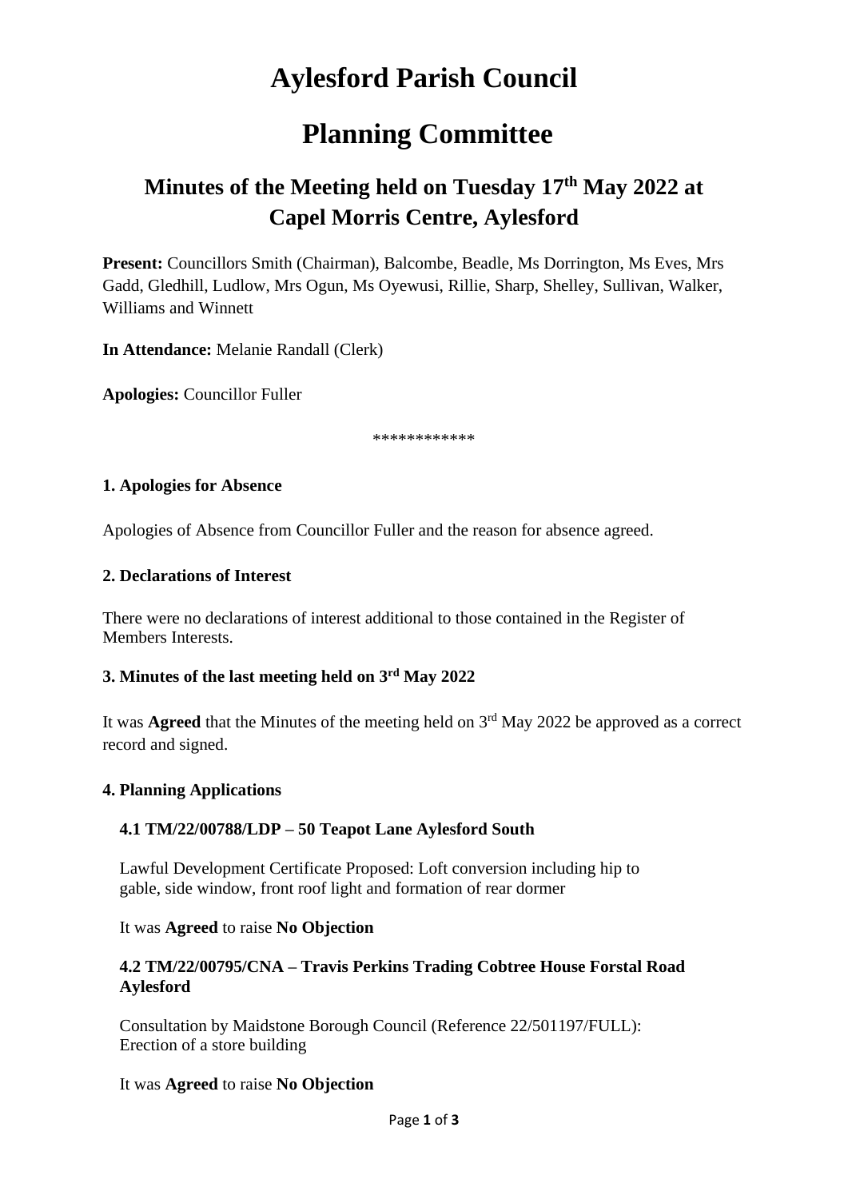# Aylesford Parish Council

# Planning Committee

## Minutes of the Meeting held on Tuesday 17th May 2022 at Capel Morris Centre, Aylesford

**Present:** Councillors Smith (Chairman), Balcombe, Beadle, Ms Dorrington, Ms Eves, Mrs Gadd, Gledhill, Ludlow, Mrs Ogun, Ms Oyewusi, Rillie, Sharp, Shelley, Sullivan, Walker, Williams and Winnett

**In Attendance:** Melanie Randall (Clerk)

**Apologies:** Councillor Fuller

************

### 1. Apologies for Absence

Apologies of Absence from Councillor Fuller and the reason for absence agreed.

### 2. Declarations of Interest

There were no declarations of interest additional to those contained in the Register of Members Interests.

### 3. Minutes of the last meeting held on 3rd May 2022

It was **Agreed** that the Minutes of the meeting held on 3rd May 2022 be approved as a correct record and signed.

### 4. Planning Applications

#### 4.1 TM/22/00788/LDP – 50 Teapot Lane Aylesford South

Lawful Development Certificate Proposed: Loft conversion including hip to gable, side window, front roof light and formation of rear dormer

It was **Agreed** to raise **No Objection**

#### 4.2 TM/22/00795/CNA – Travis Perkins Trading Cobtree House Forstal Road Aylesford

Consultation by Maidstone Borough Council (Reference 22/501197/FULL): Erection of a store building

It was **Agreed** to raise **No Objection**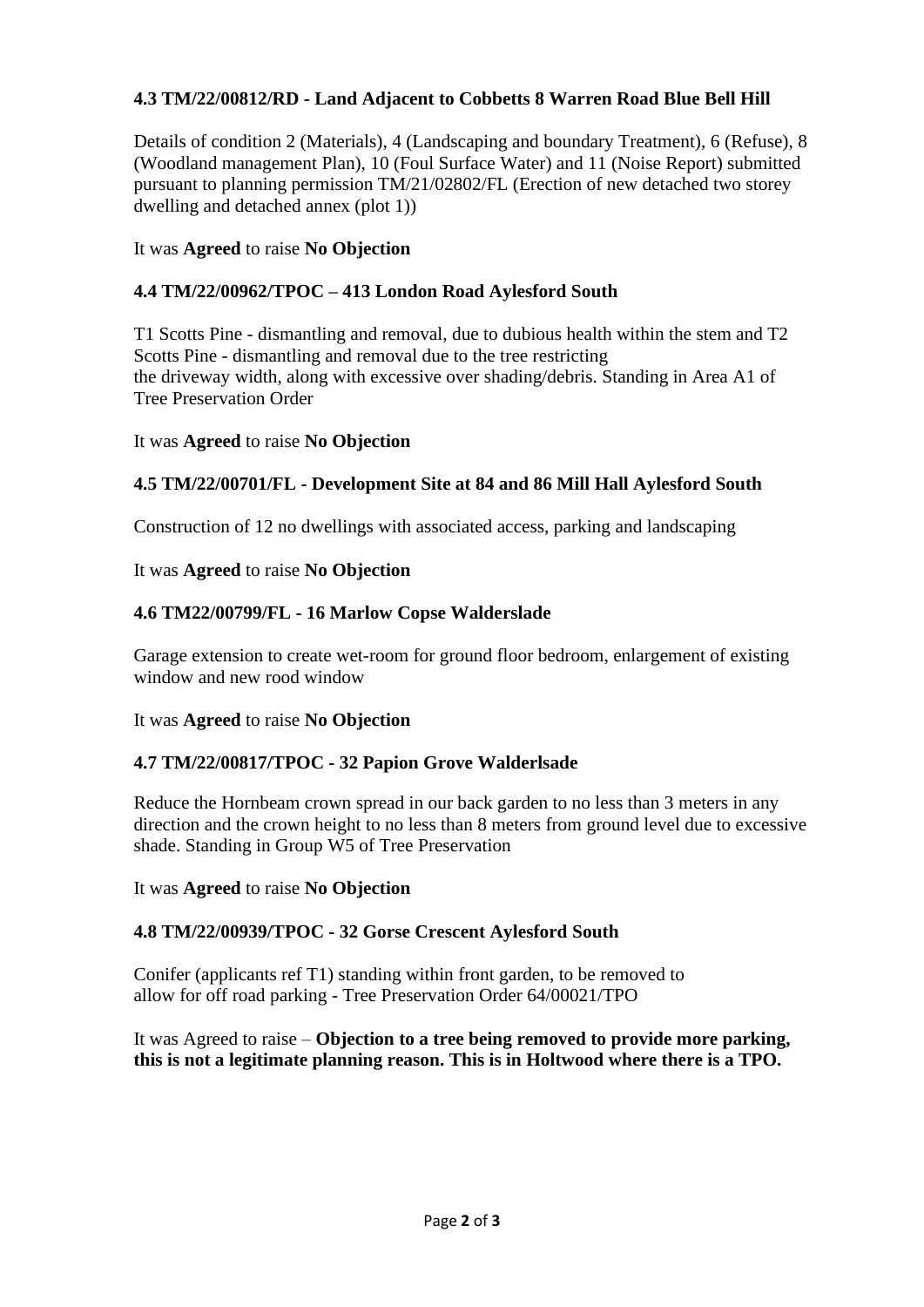**4.3 TM/22/00812/RD - Land Adjacent to Cobbetts 8 Warren Road Blue Bell Hill**

Details of condition 2 (Materials), 4 (Landscaping and boundary Treatment), 6 (Refuse), 8 (Woodland management Plan), 10 (Foul Surface Water) and 11 (Noise Report) submitted pursuant to planning permission TM/21/02802/FL (Erection of new detached two storey dwelling and detached annex (plot 1))

It was **Agreed** to raise **No Objection**

**4.4 TM/22/00962/TPOC – 413 London Road Aylesford South**

T1 Scotts Pine - dismantling and removal, due to dubious health within the stem and T2 Scotts Pine - dismantling and removal due to the tree restricting the driveway width, along with excessive over shading/debris. Standing in Area A1 of Tree Preservation Order

It was **Agreed** to raise **No Objection**

**4.5 TM/22/00701/FL - Development Site at 84 and 86 Mill Hall Aylesford South**

Construction of 12 no dwellings with associated access, parking and landscaping

It was **Agreed** to raise **No Objection**

**4.6 TM22/00799/FL - 16 Marlow Copse Walderslade**

Garage extension to create wet-room for ground floor bedroom, enlargement of existing window and new rood window

It was **Agreed** to raise **No Objection**

**4.7 TM/22/00817/TPOC - 32 Papion Grove Walderlsade**

Reduce the Hornbeam crown spread in our back garden to no less than 3 meters in any direction and the crown height to no less than 8 meters from ground level due to excessive shade. Standing in Group W5 of Tree Preservation

It was **Agreed** to raise **No Objection**

**4.8 TM/22/00939/TPOC - 32 Gorse Crescent Aylesford South**

Conifer (applicants ref T1) standing within front garden, to be removed to allow for off road parking - Tree Preservation Order 64/00021/TPO

It was Agreed to raise – **Objection to a tree being removed to provide more parking, this is not a legitimate planning reason. This is in Holtwood where there is a TPO.**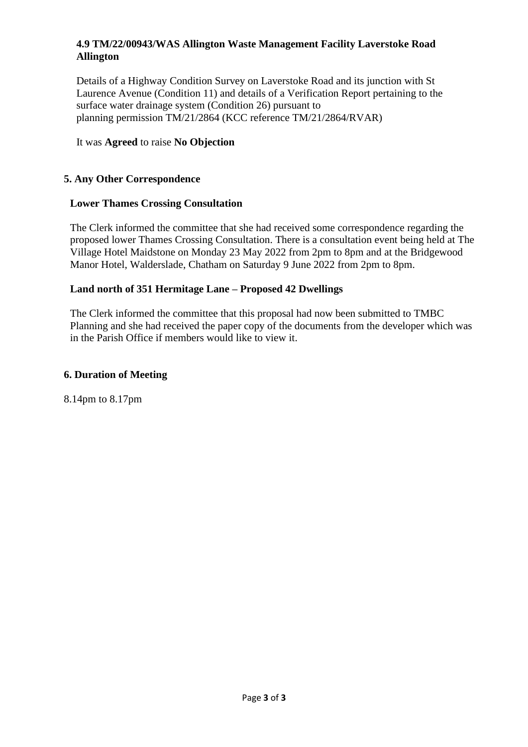**4.9 TM/22/00943/WAS Allington Waste Management Facility Laverstoke Road Allington**

Details of a Highway Condition Survey on Laverstoke Road and its junction with St Laurence Avenue (Condition 11) and details of a Verification Report pertaining to the surface water drainage system (Condition 26) pursuant to planning permission TM/21/2864 (KCC reference TM/21/2864/RVAR)

It was **Agreed** to raise **No Objection**

## 5. Any Other Correspondence

**Lower Thames Crossing Consultation**

The Clerk informed the committee that she had received some correspondence regarding the proposed lower Thames Crossing Consultation. There is a consultation event being held at The Village Hotel Maidstone on Monday 23 May 2022 from 2pm to 8pm and at the Bridgewood Manor Hotel, Walderslade, Chatham on Saturday 9 June 2022 from 2pm to 8pm.

**Land north of 351 Hermitage Lane – Proposed 42 Dwellings**

The Clerk informed the committee that this proposal had now been submitted to TMBC Planning and she had received the paper copy of the documents from the developer which was in the Parish Office if members would like to view it.

## 6. Duration of Meeting

8.14pm to 8.17pm